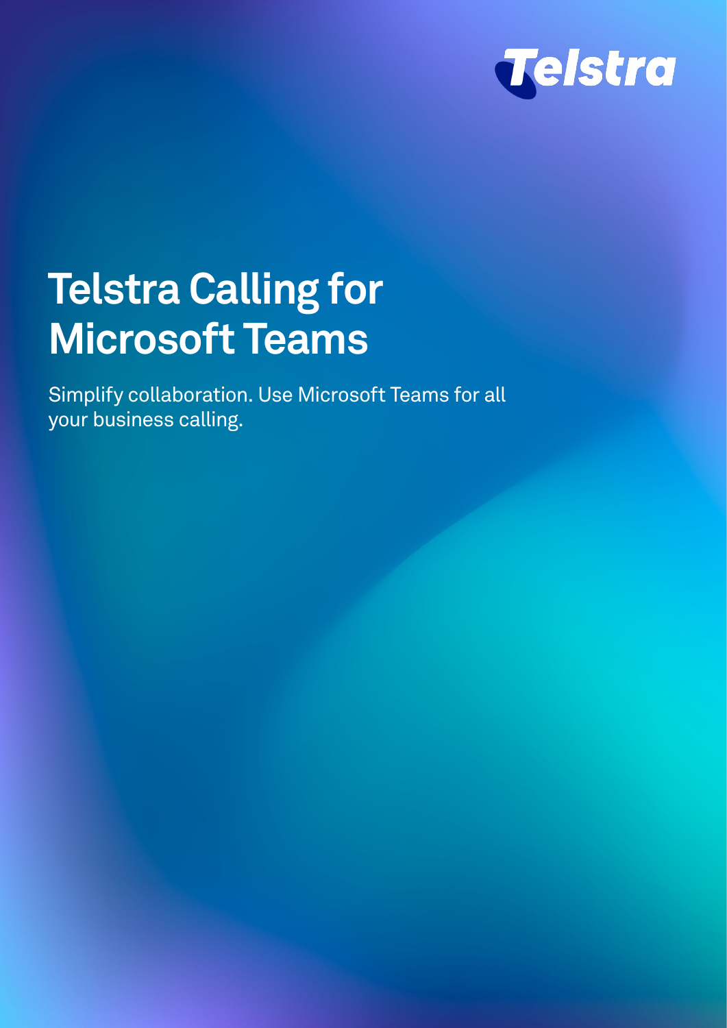Telstra

# Telstra Calling for Microsoft Teams

Simplify collaboration. Use Microsoft Teams for all your business calling.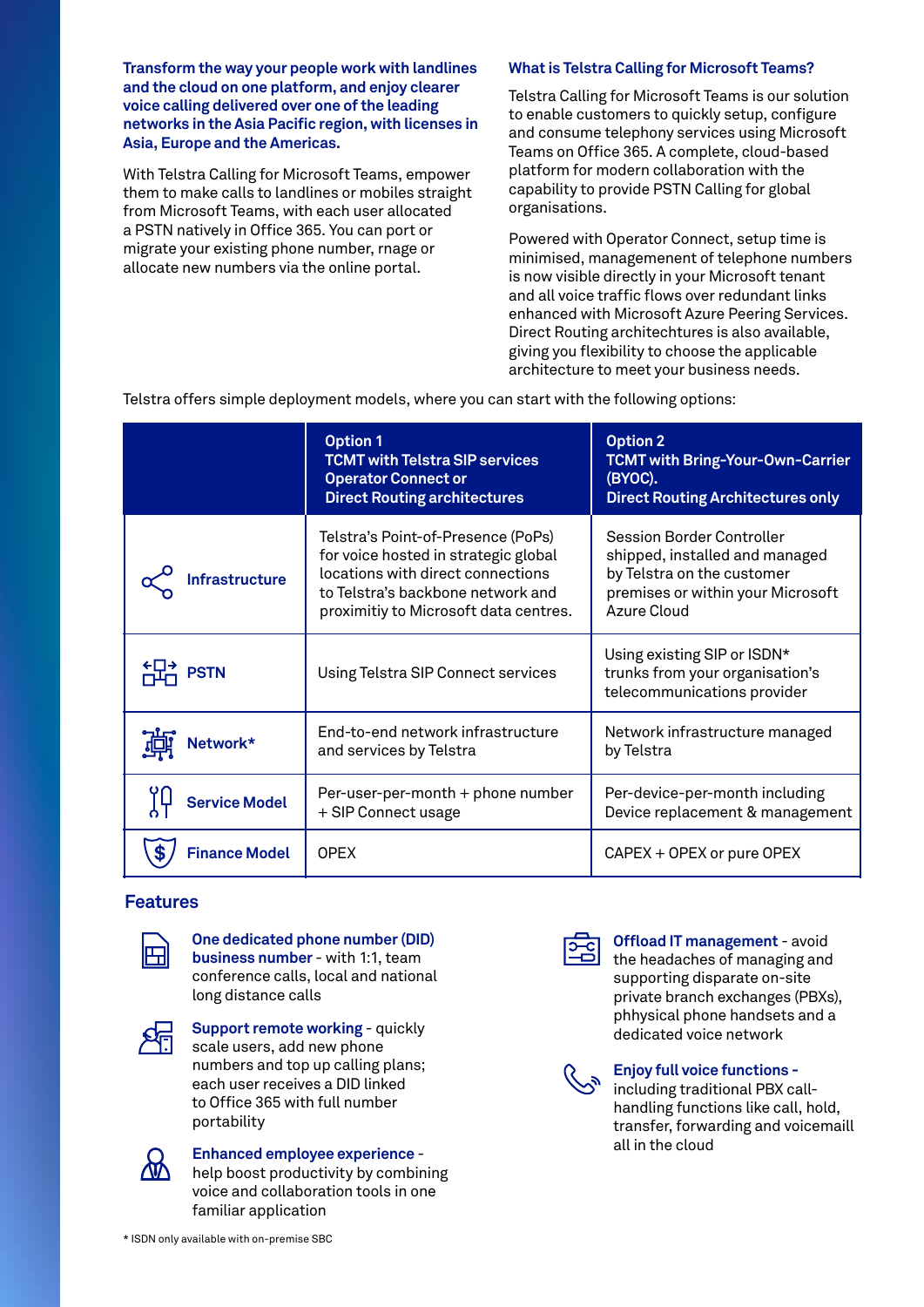**Transform the way your people work with landlines and the cloud on one platform, and enjoy clearer voice calling delivered over one of the leading networks in the Asia Pacific region, with licenses in Asia, Europe and the Americas.**

With Telstra Calling for Microsoft Teams, empower them to make calls to landlines or mobiles straight from Microsoft Teams, with each user allocated a PSTN natively in Office 365. You can port or migrate your existing phone number, rnage or allocate new numbers via the online portal.

### What is Telstra Calling for Microsoft Teams?

Telstra Calling for Microsoft Teams is our solution to enable customers to quickly setup, configure and consume telephony services using Microsoft Teams on Office 365. A complete, cloud-based platform for modern collaboration with the capability to provide PSTN Calling for global organisations.

Powered with Operator Connect, setup time is minimised, managemenent of telephone numbers is now visible directly in your Microsoft tenant and all voice traffic flows over redundant links enhanced with Microsoft Azure Peering Services. Direct Routing architechtures is also available, giving you flexibility to choose the applicable architecture to meet your business needs.

Telstra offers simple deployment models, where you can start with the following options:

| | Option 1 TCMT with Telstra SIP services Operator Connect or Direct Routing architectures | Option 2 TCMT with Bring-Your-Own-Carrier (BYOC). Direct Routing Architectures only |
|---|---|---|
| **Infrastructure** | Telstra's Point-of-Presence (PoPs) for voice hosted in strategic global locations with direct connections to Telstra's backbone network and proximitiy to Microsoft data centres. | Session Border Controller shipped, installed and managed by Telstra on the customer premises or within your Microsoft Azure Cloud |
| **PSTN** | Using Telstra SIP Connect services | Using existing SIP or ISDN* trunks from your organisation's telecommunications provider |
| **Network*** | End-to-end network infrastructure and services by Telstra | Network infrastructure managed by Telstra |
| **Service Model** | Per-user-per-month + phone number + SIP Connect usage | Per-device-per-month including Device replacement & management |
| **Finance Model** | OPEX | CAPEX + OPEX or pure OPEX |

## Features

**One dedicated phone number (DID) business number** - with 1:1, team conference calls, local and national long distance calls

**Support remote working** - quickly scale users, add new phone numbers and top up calling plans; each user receives a DID linked to Office 365 with full number portability

**Enhanced employee experience** - help boost productivity by combining voice and collaboration tools in one familiar application

**Offload IT management** - avoid the headaches of managing and supporting disparate on-site private branch exchanges (PBXs), phhysical phone handsets and a dedicated voice network

**Enjoy full voice functions** - including traditional PBX call-handling functions like call, hold, transfer, forwarding and voicemaill all in the cloud

* ISDN only available with on-premise SBC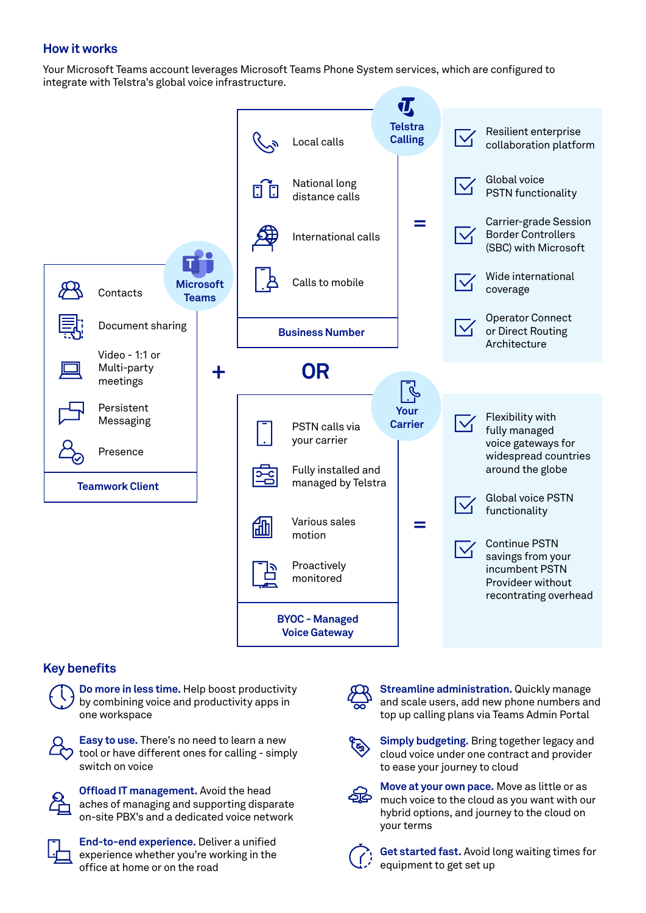## How it works

Your Microsoft Teams account leverages Microsoft Teams Phone System services, which are configured to integrate with Telstra's global voice infrastructure.

**Microsoft Teams**

- Contacts
- Document sharing
- Video - 1:1 or Multi-party meetings
- Persistent Messaging
- Presence

**Teamwork Client**

+

**Telstra Calling**

- Local calls
- National long distance calls
- International calls
- Calls to mobile

**Business Number**

=

- Resilient enterprise collaboration platform
- Global voice PSTN functionality
- Carrier-grade Session Border Controllers (SBC) with Microsoft
- Wide international coverage
- Operator Connect or Direct Routing Architecture

**OR**

**Your Carrier**

- PSTN calls via your carrier
- Fully installed and managed by Telstra
- Various sales motion
- Proactively monitored

**BYOC - Managed Voice Gateway**

=

- Flexibility with fully managed voice gateways for widespread countries around the globe
- Global voice PSTN functionality
- Continue PSTN savings from your incumbent PSTN Provideer without recontrating overhead

## Key benefits

**Do more in less time.** Help boost productivity by combining voice and productivity apps in one workspace

**Easy to use.** There's no need to learn a new tool or have different ones for calling - simply switch on voice

**Offload IT management.** Avoid the head aches of managing and supporting disparate on-site PBX's and a dedicated voice network

**End-to-end experience.** Deliver a unified experience whether you're working in the office at home or on the road

**Streamline administration.** Quickly manage and scale users, add new phone numbers and top up calling plans via Teams Admin Portal

**Simply budgeting.** Bring together legacy and cloud voice under one contract and provider to ease your journey to cloud

**Move at your own pace.** Move as little or as much voice to the cloud as you want with our hybrid options, and journey to the cloud on your terms

**Get started fast.** Avoid long waiting times for equipment to get set up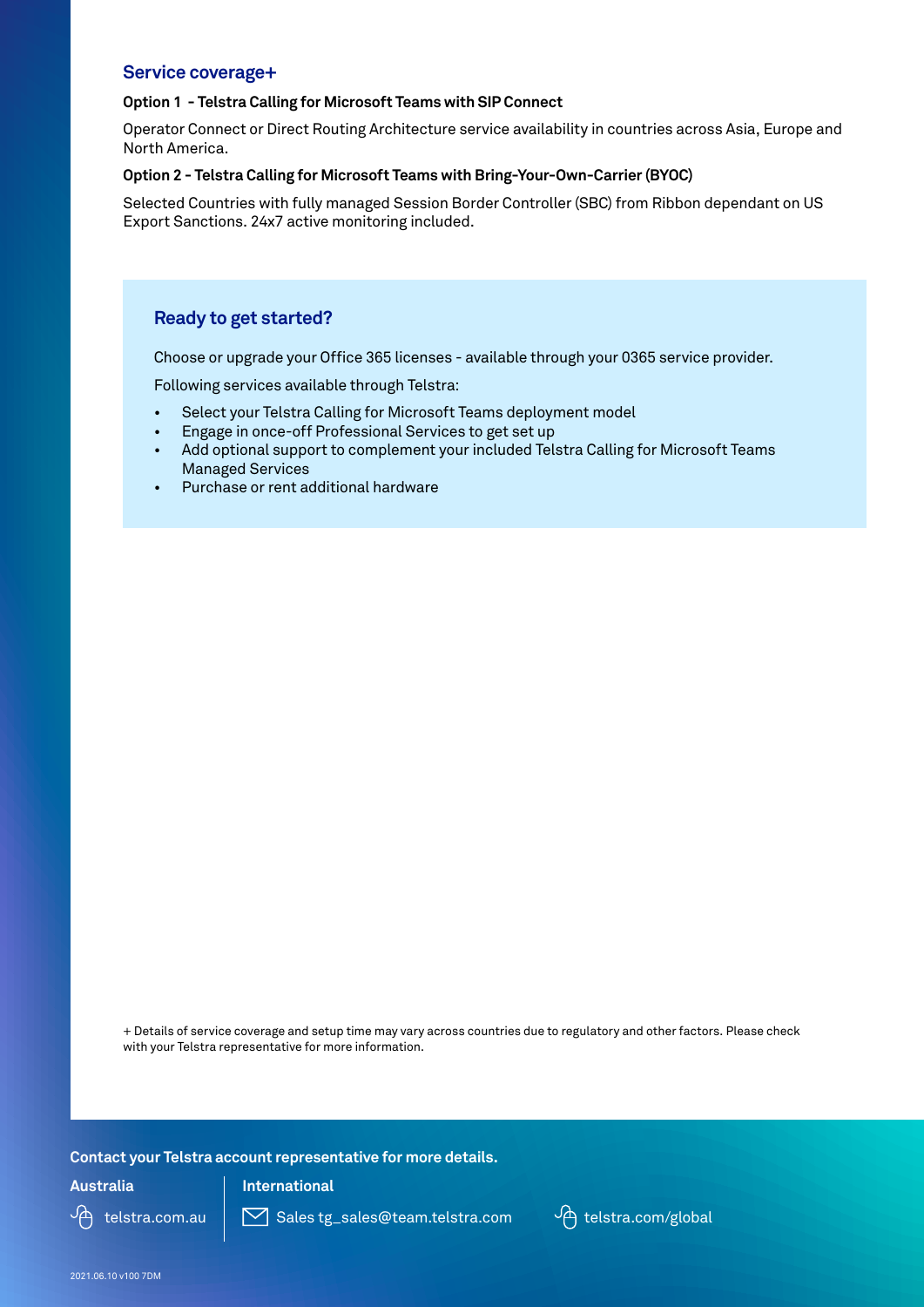## Service coverage+

**Option 1 - Telstra Calling for Microsoft Teams with SIP Connect**

Operator Connect or Direct Routing Architecture service availability in countries across Asia, Europe and North America.

**Option 2 - Telstra Calling for Microsoft Teams with Bring-Your-Own-Carrier (BYOC)**

Selected Countries with fully managed Session Border Controller (SBC) from Ribbon dependant on US Export Sanctions. 24x7 active monitoring included.

### Ready to get started?

Choose or upgrade your Office 365 licenses - available through your 0365 service provider.

Following services available through Telstra:

- Select your Telstra Calling for Microsoft Teams deployment model
- Engage in once-off Professional Services to get set up
- Add optional support to complement your included Telstra Calling for Microsoft Teams Managed Services
- Purchase or rent additional hardware

+ Details of service coverage and setup time may vary across countries due to regulatory and other factors. Please check with your Telstra representative for more information.

**Contact your Telstra account representative for more details.**

**Australia**

telstra.com.au

**International**

Sales tg_sales@team.telstra.com

telstra.com/global

2021.06.10 v100 7DM